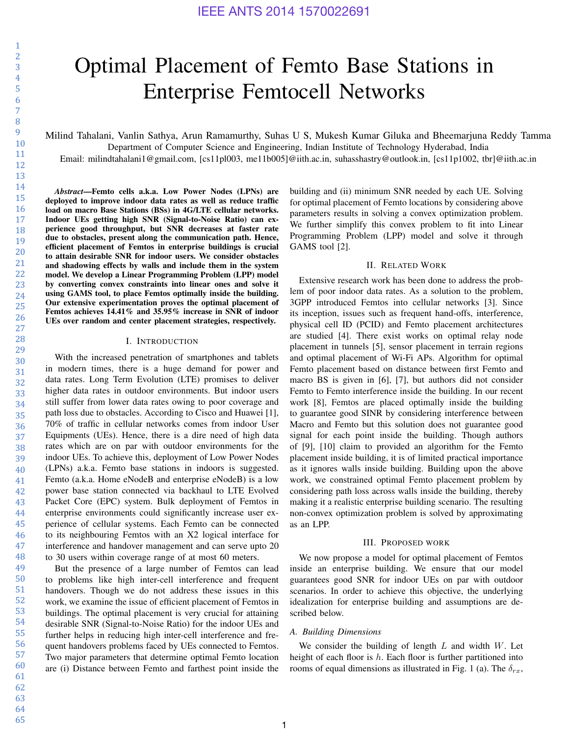# Optimal Placement of Femto Base Stations in Enterprise Femtocell Networks

Milind Tahalani, Vanlin Sathya, Arun Ramamurthy, Suhas U S, Mukesh Kumar Giluka and Bheemarjuna Reddy Tamma

Department of Computer Science and Engineering, Indian Institute of Technology Hyderabad, India

Email: milindtahalani1@gmail.com, [cs11pl003, me11b005]@iith.ac.in, suhasshastry@outlook.in, [cs11p1002, tbr]@iith.ac.in

***Abstract*—Femto cells a.k.a. Low Power Nodes (LPNs) are deployed to improve indoor data rates as well as reduce traffic load on macro Base Stations (BSs) in 4G/LTE cellular networks. Indoor UEs getting high SNR (Signal-to-Noise Ratio) can experience good throughput, but SNR decreases at faster rate due to obstacles, present along the communication path. Hence, efficient placement of Femtos in enterprise buildings is crucial to attain desirable SNR for indoor users. We consider obstacles and shadowing effects by walls and include them in the system model. We develop a Linear Programming Problem (LPP) model by converting convex constraints into linear ones and solve it using GAMS tool, to place Femtos optimally inside the building. Our extensive experimentation proves the optimal placement of Femtos achieves 14.41% and 35.95% increase in SNR of indoor UEs over random and center placement strategies, respectively.**

## I. Introduction

With the increased penetration of smartphones and tablets in modern times, there is a huge demand for power and data rates. Long Term Evolution (LTE) promises to deliver higher data rates in outdoor environments. But indoor users still suffer from lower data rates owing to poor coverage and path loss due to obstacles. According to Cisco and Huawei [1], 70% of traffic in cellular networks comes from indoor User Equipments (UEs). Hence, there is a dire need of high data rates which are on par with outdoor environments for the indoor UEs. To achieve this, deployment of Low Power Nodes (LPNs) a.k.a. Femto base stations in indoors is suggested. Femto (a.k.a. Home eNodeB and enterprise eNodeB) is a low power base station connected via backhaul to LTE Evolved Packet Core (EPC) system. Bulk deployment of Femtos in enterprise environments could significantly increase user experience of cellular systems. Each Femto can be connected to its neighbouring Femtos with an X2 logical interface for interference and handover management and can serve upto 20 to 30 users within coverage range of at most 60 meters.

But the presence of a large number of Femtos can lead to problems like high inter-cell interference and frequent handovers. Though we do not address these issues in this work, we examine the issue of efficient placement of Femtos in buildings. The optimal placement is very crucial for attaining desirable SNR (Signal-to-Noise Ratio) for the indoor UEs and further helps in reducing high inter-cell interference and frequent handovers problems faced by UEs connected to Femtos. Two major parameters that determine optimal Femto location are (i) Distance between Femto and farthest point inside the building and (ii) minimum SNR needed by each UE. Solving for optimal placement of Femto locations by considering above parameters results in solving a convex optimization problem. We further simplify this convex problem to fit into Linear Programming Problem (LPP) model and solve it through GAMS tool [2].

## II. Related Work

Extensive research work has been done to address the problem of poor indoor data rates. As a solution to the problem, 3GPP introduced Femtos into cellular networks [3]. Since its inception, issues such as frequent hand-offs, interference, physical cell ID (PCID) and Femto placement architectures are studied [4]. There exist works on optimal relay node placement in tunnels [5], sensor placement in terrain regions and optimal placement of Wi-Fi APs. Algorithm for optimal Femto placement based on distance between first Femto and macro BS is given in [6], [7], but authors did not consider Femto to Femto interference inside the building. In our recent work [8], Femtos are placed optimally inside the building to guarantee good SINR by considering interference between Macro and Femto but this solution does not guarantee good signal for each point inside the building. Though authors of [9], [10] claim to provided an algorithm for the Femto placement inside building, it is of limited practical importance as it ignores walls inside building. Building upon the above work, we constrained optimal Femto placement problem by considering path loss across walls inside the building, thereby making it a realistic enterprise building scenario. The resulting non-convex optimization problem is solved by approximating as an LPP.

## III. Proposed work

We now propose a model for optimal placement of Femtos inside an enterprise building. We ensure that our model guarantees good SNR for indoor UEs on par with outdoor scenarios. In order to achieve this objective, the underlying idealization for enterprise building and assumptions are described below.

### A. Building Dimensions

We consider the building of length $L$ and width $W$. Let height of each floor is $h$. Each floor is further partitioned into rooms of equal dimensions as illustrated in Fig. 1 (a). The $\delta_{rx}$,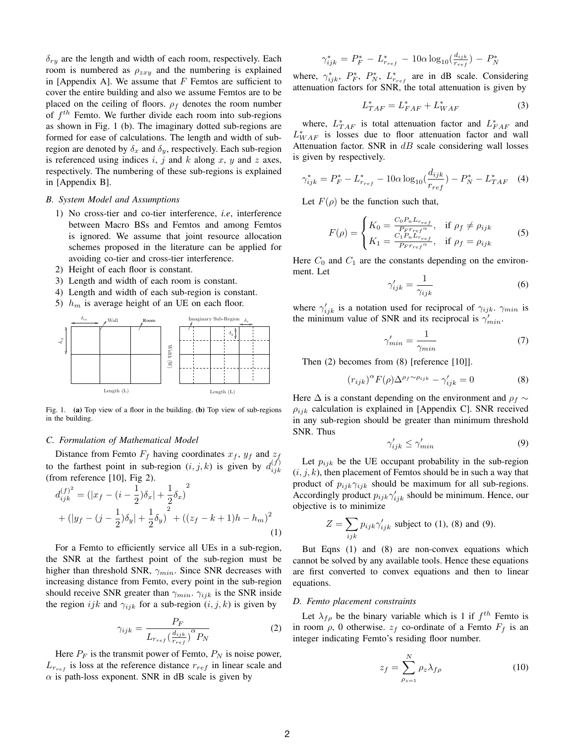$\delta_{ry}$ are the length and width of each room, respectively. Each room is numbered as $\rho_{zxy}$ and the numbering is explained in [Appendix A]. We assume that $F$ Femtos are sufficient to cover the entire building and also we assume Femtos are to be placed on the ceiling of floors. $\rho_f$ denotes the room number of $f^{th}$ Femto. We further divide each room into sub-regions as shown in Fig. 1 (b). The imaginary dotted sub-regions are formed for ease of calculations. The length and width of sub-region are denoted by $\delta_x$ and $\delta_y$, respectively. Each sub-region is referenced using indices $i$, $j$ and $k$ along $x$, $y$ and $z$ axes, respectively. The numbering of these sub-regions is explained in [Appendix B].

### *B. System Model and Assumptions*

1) No cross-tier and co-tier interference, *i.e*, interference between Macro BSs and Femtos and among Femtos is ignored. We assume that joint resource allocation schemes proposed in the literature can be applied for avoiding co-tier and cross-tier interference.
2) Height of each floor is constant.
3) Length and width of each room is constant.
4) Length and width of each sub-region is constant.
5) $h_m$ is average height of an UE on each floor.

Fig. 1. **(a)** Top view of a floor in the building. **(b)** Top view of sub-regions in the building.

### *C. Formulation of Mathematical Model*

Distance from Femto $F_f$ having coordinates $x_f$, $y_f$ and $z_f$ to the farthest point in sub-region $(i, j, k)$ is given by $d_{ijk}^{(f)}$ (from reference [10], Fig 2).

$$
\begin{aligned}
d_{ijk}^{(f)^2} &= \left(|x_f - (i - \frac{1}{2})\delta_x| + \frac{1}{2}\delta_x\right)^2 \\
&+ \left(|y_f - (j - \frac{1}{2})\delta_y| + \frac{1}{2}\delta_y\right)^2 + ((z_f - k + 1)h - h_m)^2
\end{aligned}
\tag{1}
$$

For a Femto to efficiently service all UEs in a sub-region, the SNR at the farthest point of the sub-region must be higher than threshold SNR, $\gamma_{min}$. Since SNR decreases with increasing distance from Femto, every point in the sub-region should receive SNR greater than $\gamma_{min}$. $\gamma_{ijk}$ is the SNR inside the region $ijk$ and $\gamma_{ijk}$ for a sub-region $(i, j, k)$ is given by

$$
\gamma_{ijk} = \frac{P_F}{L_{r_{ref}} (\frac{d_{ijk}}{r_{ref}})^{\alpha} P_N} \tag{2}
$$

Here $P_F$ is the transmit power of Femto, $P_N$ is noise power, $L_{r_{ref}}$ is loss at the reference distance $r_{ref}$ in linear scale and $\alpha$ is path-loss exponent. SNR in dB scale is given by

$$
\gamma_{ijk}^* = P_F^* - L_{r_{ref}}^* - 10\alpha \log_{10}(\frac{d_{ijk}}{r_{ref}}) - P_N^*
$$

where, $\gamma_{ijk}^*$, $P_F^*$, $P_N^*$, $L_{r_{ref}}^*$ are in dB scale. Considering attenuation factors for SNR, the total attenuation is given by

$$
L_{TAF}^* = L_{FAF}^* + L_{WAF}^* \tag{3}
$$

where, $L_{TAF}^*$ is total attenuation factor and $L_{FAF}^*$ and $L_{WAF}^*$ is losses due to floor attenuation factor and wall Attenuation factor. SNR in $dB$ scale considering wall losses is given by respectively.

$$
\gamma_{ijk}^* = P_F^* - L_{r_{ref}}^* - 10\alpha \log_{10}(\frac{d_{ijk}}{r_{ref}}) - P_N^* - L_{TAF}^* \tag{4}
$$

Let $F(\rho)$ be the function such that,

$$
F(\rho) = \begin{cases} K_0 = \frac{C_0 P_n L_{r_{ref}}}{P_F {r_{ref}}^{\alpha}}, & \text{if } \rho_f \neq \rho_{ijk} \\ K_1 = \frac{C_1 P_n L_{r_{ref}}}{P_F {r_{ref}}^{\alpha}}, & \text{if } \rho_f = \rho_{ijk} \end{cases} \tag{5}
$$

Here $C_0$ and $C_1$ are the constants depending on the environment. Let

$$
\gamma_{ijk}' = \frac{1}{\gamma_{ijk}} \tag{6}
$$

where $\gamma_{ijk}'$ is a notation used for reciprocal of $\gamma_{ijk}$. $\gamma_{min}$ is the minimum value of SNR and its reciprocal is $\gamma_{min}'$.

$$
\gamma_{min}' = \frac{1}{\gamma_{min}} \tag{7}
$$

Then (2) becomes from (8) [reference [10]].

$$
(r_{ijk})^{\alpha} F(\rho) \Delta^{\rho_f \sim \rho_{ijk}} - \gamma_{ijk}' = 0 \tag{8}
$$

Here $\Delta$ is a constant depending on the environment and $\rho_f \sim \rho_{ijk}$ calculation is explained in [Appendix C]. SNR received in any sub-region should be greater than minimum threshold SNR. Thus

$$
\gamma_{ijk}' \leq \gamma_{min}' \tag{9}
$$

Let $p_{ijk}$ be the UE occupant probability in the sub-region $(i, j, k)$, then placement of Femtos should be in such a way that product of $p_{ijk}\gamma_{ijk}$ should be maximum for all sub-regions. Accordingly product $p_{ijk}\gamma_{ijk}'$ should be minimum. Hence, our objective is to minimize

$$
Z = \sum_{ijk} p_{ijk}\gamma_{ijk}' \text{ subject to (1), (8) and (9).}
$$

But Eqns (1) and (8) are non-convex equations which cannot be solved by any available tools. Hence these equations are first converted to convex equations and then to linear equations.

### *D. Femto placement constraints*

Let $\lambda_{f\rho}$ be the binary variable which is 1 if $f^{th}$ Femto is in room $\rho$, 0 otherwise. $z_f$ co-ordinate of a Femto $F_f$ is an integer indicating Femto's residing floor number.

$$
z_f = \sum_{\rho_{z=1}}^{N} \rho_z \lambda_{f\rho} \tag{10}
$$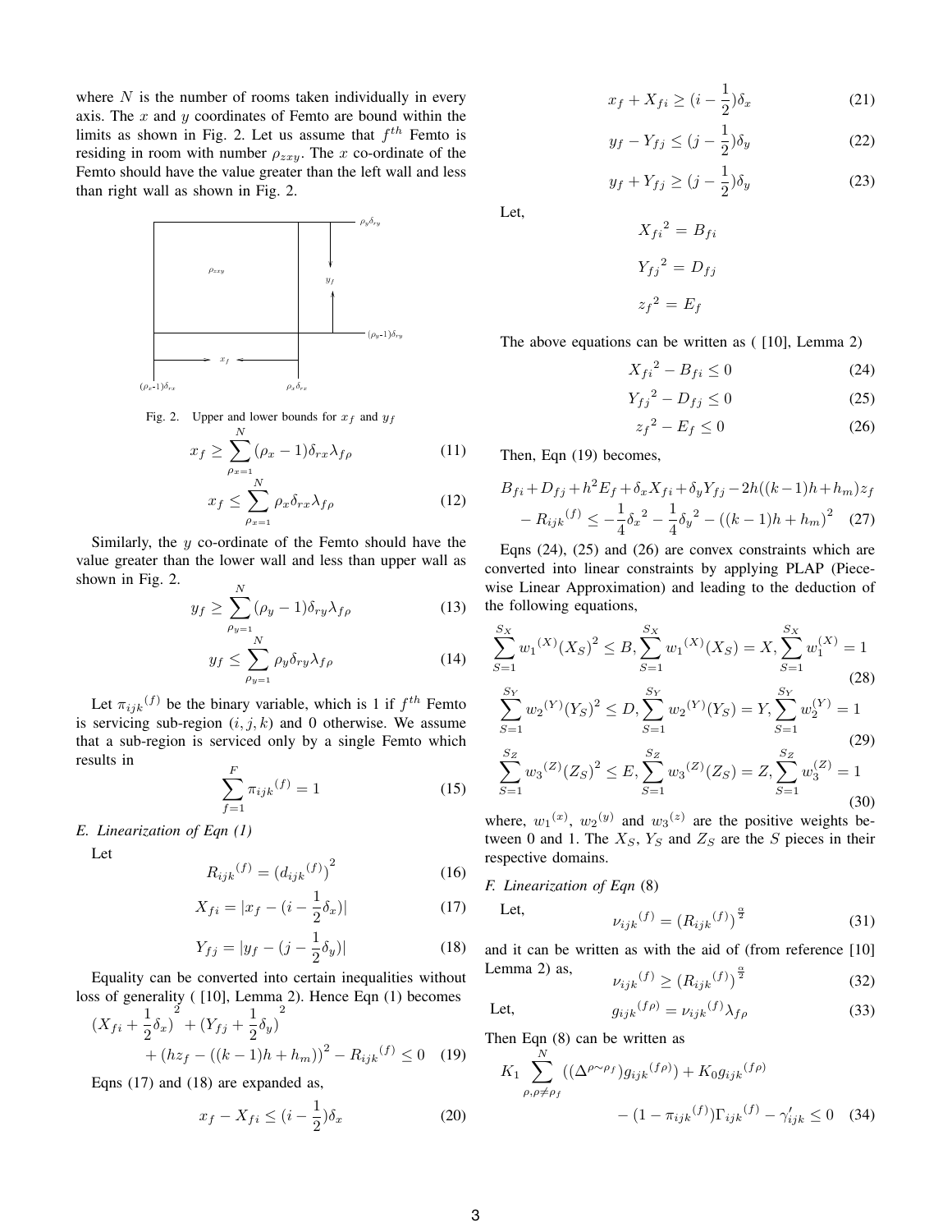where $N$ is the number of rooms taken individually in every axis. The $x$ and $y$ coordinates of Femto are bound within the limits as shown in Fig. 2. Let us assume that $f^{th}$ Femto is residing in room with number $\rho_{zxy}$. The $x$ co-ordinate of the Femto should have the value greater than the left wall and less than right wall as shown in Fig. 2.

Fig. 2. Upper and lower bounds for $x_f$ and $y_f$

$$x_f \geq \sum_{\rho_{x=1}}^{N} (\rho_x - 1)\delta_{rx}\lambda_{f\rho} \tag{11}$$

$$x_f \leq \sum_{\rho_{x=1}}^{N} \rho_x \delta_{rx}\lambda_{f\rho} \tag{12}$$

Similarly, the $y$ co-ordinate of the Femto should have the value greater than the lower wall and less than upper wall as shown in Fig. 2.

$$y_f \geq \sum_{\rho_{y=1}}^{N} (\rho_y - 1)\delta_{ry}\lambda_{f\rho} \tag{13}$$

$$y_f \leq \sum_{\rho_{y=1}}^{N} \rho_y \delta_{ry}\lambda_{f\rho} \tag{14}$$

Let $\pi_{ijk}{}^{(f)}$ be the binary variable, which is 1 if $f^{th}$ Femto is servicing sub-region $(i, j, k)$ and 0 otherwise. We assume that a sub-region is serviced only by a single Femto which results in

$$\sum_{f=1}^{F} \pi_{ijk}{}^{(f)} = 1 \tag{15}$$

### E. Linearization of Eqn (1)

Let

$$R_{ijk}{}^{(f)} = (d_{ijk}{}^{(f)})^2 \tag{16}$$

$$X_{fi} = |x_f - (i - \frac{1}{2}\delta_x)| \tag{17}$$

$$Y_{fj} = |y_f - (j - \frac{1}{2}\delta_y)| \tag{18}$$

Equality can be converted into certain inequalities without loss of generality ( [10], Lemma 2). Hence Eqn (1) becomes

$$(X_{fi} + \frac{1}{2}\delta_x)^2 + (Y_{fj} + \frac{1}{2}\delta_y)^2 + (hz_f - ((k-1)h + h_m))^2 - R_{ijk}{}^{(f)} \leq 0 \tag{19}$$

Eqns (17) and (18) are expanded as,

$$x_f - X_{fi} \leq (i - \frac{1}{2})\delta_x \tag{20}$$

$$x_f + X_{fi} \geq (i - \frac{1}{2})\delta_x \tag{21}$$

$$y_f - Y_{fj} \leq (j - \frac{1}{2})\delta_y \tag{22}$$

$$y_f + Y_{fj} \geq (j - \frac{1}{2})\delta_y \tag{23}$$

Let,

$$X_{fi}{}^2 = B_{fi}$$

$$Y_{fj}{}^2 = D_{fj}$$

$$z_f{}^2 = E_f$$

The above equations can be written as ( [10], Lemma 2)

$$X_{fi}{}^2 - B_{fi} \leq 0 \tag{24}$$

$$Y_{fj}{}^2 - D_{fj} \leq 0 \tag{25}$$

$$z_f{}^2 - E_f \leq 0 \tag{26}$$

Then, Eqn (19) becomes,

$$B_{fi} + D_{fj} + h^2 E_f + \delta_x X_{fi} + \delta_y Y_{fj} - 2h((k-1)h + h_m)z_f - R_{ijk}{}^{(f)} \leq -\frac{1}{4}\delta_x{}^2 - \frac{1}{4}\delta_y{}^2 - ((k-1)h + h_m)^2 \tag{27}$$

Eqns (24), (25) and (26) are convex constraints which are converted into linear constraints by applying PLAP (Piecewise Linear Approximation) and leading to the deduction of the following equations,

$$\sum_{S=1}^{S_X} w_1{}^{(X)}(X_S)^2 \leq B, \sum_{S=1}^{S_X} w_1{}^{(X)}(X_S) = X, \sum_{S=1}^{S_X} w_1^{(X)} = 1 \tag{28}$$

$$\sum_{S=1}^{S_Y} w_2{}^{(Y)}(Y_S)^2 \leq D, \sum_{S=1}^{S_Y} w_2{}^{(Y)}(Y_S) = Y, \sum_{S=1}^{S_Y} w_2^{(Y)} = 1 \tag{29}$$

$$\sum_{S=1}^{S_Z} w_3{}^{(Z)}(Z_S)^2 \leq E, \sum_{S=1}^{S_Z} w_3{}^{(Z)}(Z_S) = Z, \sum_{S=1}^{S_Z} w_3^{(Z)} = 1 \tag{30}$$

where, $w_1{}^{(x)}$, $w_2{}^{(y)}$ and $w_3{}^{(z)}$ are the positive weights between 0 and 1. The $X_S$, $Y_S$ and $Z_S$ are the $S$ pieces in their respective domains.

### F. Linearization of Eqn (8)

Let,

$$\nu_{ijk}{}^{(f)} = (R_{ijk}{}^{(f)})^{\frac{\alpha}{2}} \tag{31}$$

and it can be written as with the aid of (from reference [10] Lemma 2) as,

$$\nu_{ijk}{}^{(f)} \geq (R_{ijk}{}^{(f)})^{\frac{\alpha}{2}} \tag{32}$$

Let,

$$g_{ijk}{}^{(f\rho)} = \nu_{ijk}{}^{(f)}\lambda_{f\rho} \tag{33}$$

Then Eqn (8) can be written as

$$K_1 \sum_{\rho, \rho \neq \rho_f}^{N} ((\Delta^{\rho \sim \rho_f})g_{ijk}{}^{(f\rho)}) + K_0 g_{ijk}{}^{(f\rho)} - (1 - \pi_{ijk}{}^{(f)})\Gamma_{ijk}{}^{(f)} - \gamma'_{ijk} \leq 0 \tag{34}$$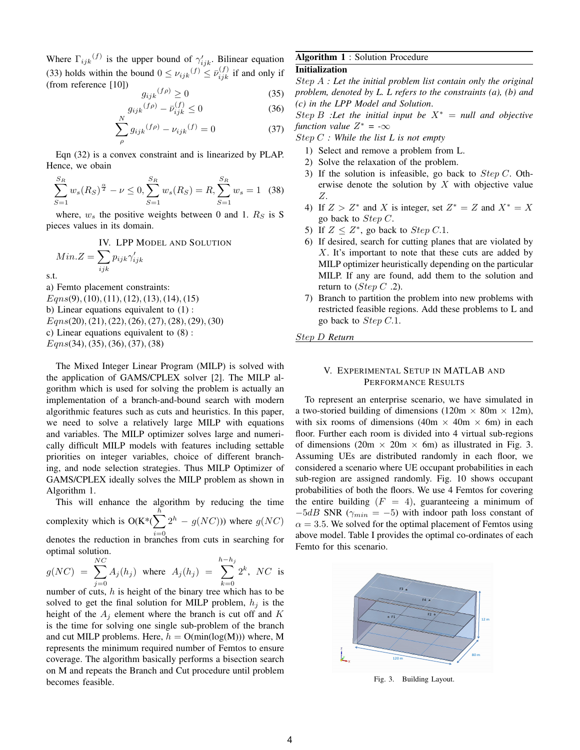Where ${\Gamma_{ijk}}^{(f)}$ is the upper bound of $\gamma'_{ijk}$. Bilinear equation (33) holds within the bound $0 \leq {\nu_{ijk}}^{(f)} \leq \bar{\nu}_{ijk}^{(f)}$ if and only if (from reference [10])

$$ {g_{ijk}}^{(f\rho)} \geq 0 \tag{35} $$

$$ {g_{ijk}}^{(f\rho)} - \bar{\nu}_{ijk}^{(f)} \leq 0 \tag{36} $$

$$ \sum_{\rho}^{N} {g_{ijk}}^{(f\rho)} - {\nu_{ijk}}^{(f)} = 0 \tag{37} $$

Eqn (32) is a convex constraint and is linearized by PLAP. Hence, we obain

$$ \sum_{S=1}^{S_R} w_s (R_S)^{\frac{\alpha}{2}} - \nu \leq 0, \sum_{S=1}^{S_R} w_s (R_S) = R, \sum_{S=1}^{S_R} w_s = 1 \tag{38} $$

where, $w_s$ the positive weights between 0 and 1. $R_S$ is S pieces values in its domain.

## IV. LPP Model and Solution

$$ Min.Z = \sum_{ijk} p_{ijk} \gamma'_{ijk} $$

s.t.

a) Femto placement constraints:
$Eqns (9), (10), (11), (12), (13), (14), (15)$

b) Linear equations equivalent to (1) :
$Eqns (20), (21), (22), (26), (27), (28), (29), (30)$

c) Linear equations equivalent to (8) :
$Eqns (34), (35), (36), (37), (38)$

The Mixed Integer Linear Program (MILP) is solved with the application of GAMS/CPLEX solver [2]. The MILP algorithm which is used for solving the problem is actually an implementation of a branch-and-bound search with modern algorithmic features such as cuts and heuristics. In this paper, we need to solve a relatively large MILP with equations and variables. The MILP optimizer solves large and numerically difficult MILP models with features including settable priorities on integer variables, choice of different branching, and node selection strategies. Thus MILP Optimizer of GAMS/CPLEX ideally solves the MILP problem as shown in Algorithm 1.

This will enhance the algorithm by reducing the time complexity which is O(K*($\sum_{i=0}^{h} 2^h - g(NC)$)) where $g(NC)$ denotes the reduction in branches from cuts in searching for optimal solution.

$g(NC) = \sum_{j=0}^{NC} A_j(h_j)$ where $A_j(h_j) = \sum_{k=0}^{h-h_j} 2^k$, $NC$ is number of cuts, $h$ is height of the binary tree which has to be solved to get the final solution for MILP problem, $h_j$ is the height of the $A_j$ element where the branch is cut off and $K$ is the time for solving one single sub-problem of the branch and cut MILP problems. Here, $h$ = O(min(log(M))) where, M represents the minimum required number of Femtos to ensure coverage. The algorithm basically performs a bisection search on M and repeats the Branch and Cut procedure until problem becomes feasible.

**Algorithm 1** : Solution Procedure

**Initialization**

*Step A : Let the initial problem list contain only the original problem, denoted by L. L refers to the constraints (a), (b) and (c) in the LPP Model and Solution.*

*Step B :Let the initial input be $X^*$ = null and objective function value $Z^*$ = -∞*

*Step C : While the list L is not empty*

1) Select and remove a problem from L.
2) Solve the relaxation of the problem.
3) If the solution is infeasible, go back to *Step C*. Otherwise denote the solution by $X$ with objective value $Z$.
4) If $Z > Z^*$ and $X$ is integer, set $Z^* = Z$ and $X^* = X$ go back to *Step C*.
5) If $Z \leq Z^*$, go back to *Step C*.1.
6) If desired, search for cutting planes that are violated by $X$. It's important to note that these cuts are added by MILP optimizer heuristically depending on the particular MILP. If any are found, add them to the solution and return to (*Step C* .2).
7) Branch to partition the problem into new problems with restricted feasible regions. Add these problems to L and go back to *Step C*.1.

*Step D Return*

## V. Experimental Setup in MATLAB and Performance Results

To represent an enterprise scenario, we have simulated in a two-storied building of dimensions (120m × 80m × 12m), with six rooms of dimensions (40m × 40m × 6m) in each floor. Further each room is divided into 4 virtual sub-regions of dimensions (20m × 20m × 6m) as illustrated in Fig. 3. Assuming UEs are distributed randomly in each floor, we considered a scenario where UE occupant probabilities in each sub-region are assigned randomly. Fig. 10 shows occupant probabilities of both the floors. We use 4 Femtos for covering the entire building ($F = 4$), guaranteeing a minimum of $-5dB$ SNR ($\gamma_{min} = -5$) with indoor path loss constant of $\alpha = 3.5$. We solved for the optimal placement of Femtos using above model. Table I provides the optimal co-ordinates of each Femto for this scenario.

Fig. 3. Building Layout.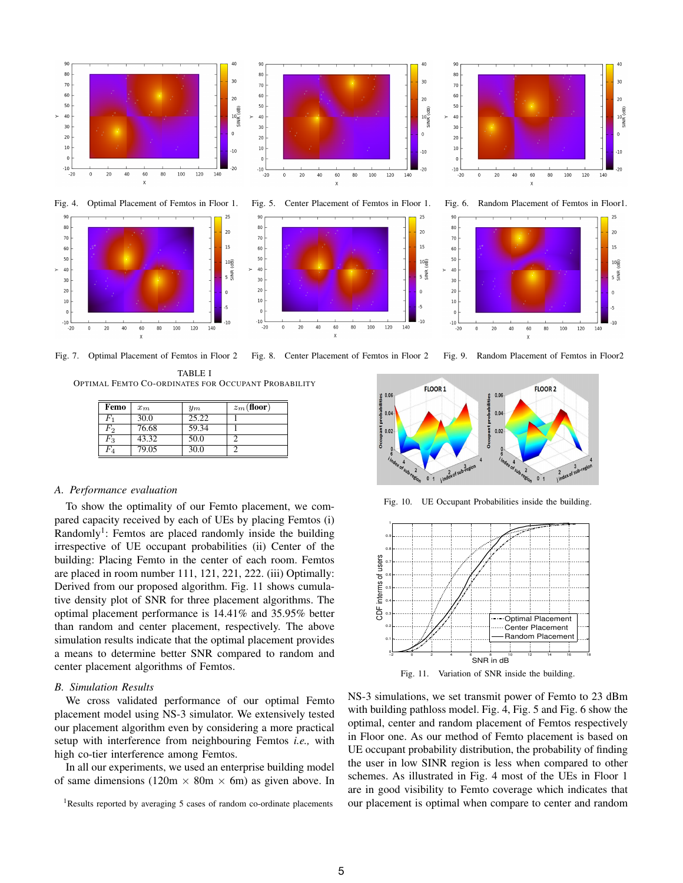Fig. 4. Optimal Placement of Femtos in Floor 1.

Fig. 5. Center Placement of Femtos in Floor 1.

Fig. 6. Random Placement of Femtos in Floor1.

Fig. 7. Optimal Placement of Femtos in Floor 2

Fig. 8. Center Placement of Femtos in Floor 2

Fig. 9. Random Placement of Femtos in Floor2

TABLE I
OPTIMAL FEMTO CO-ORDINATES FOR OCCUPANT PROBABILITY

| Femo | $x_m$ | $y_m$ | $z_m$ (floor) |
|---|---|---|---|
| $F_1$ | 30.0 | 25.22 | 1 |
| $F_2$ | 76.68 | 59.34 | 1 |
| $F_3$ | 43.32 | 50.0 | 2 |
| $F_4$ | 79.05 | 30.0 | 2 |

Fig. 10. UE Occupant Probabilities inside the building.

Fig. 11. Variation of SNR inside the building.

### A. Performance evaluation

To show the optimality of our Femto placement, we compared capacity received by each of UEs by placing Femtos (i) Randomly[1]: Femtos are placed randomly inside the building irrespective of UE occupant probabilities (ii) Center of the building: Placing Femto in the center of each room. Femtos are placed in room number 111, 121, 221, 222. (iii) Optimally: Derived from our proposed algorithm. Fig. 11 shows cumulative density plot of SNR for three placement algorithms. The optimal placement performance is 14.41% and 35.95% better than random and center placement, respectively. The above simulation results indicate that the optimal placement provides a means to determine better SNR compared to random and center placement algorithms of Femtos.

### B. Simulation Results

We cross validated performance of our optimal Femto placement model using NS-3 simulator. We extensively tested our placement algorithm even by considering a more practical setup with interference from neighbouring Femtos *i.e.,* with high co-tier interference among Femtos.

In all our experiments, we used an enterprise building model of same dimensions (120m × 80m × 6m) as given above. In NS-3 simulations, we set transmit power of Femto to 23 dBm with building pathloss model. Fig. 4, Fig. 5 and Fig. 6 show the optimal, center and random placement of Femtos respectively in Floor one. As our method of Femto placement is based on UE occupant probability distribution, the probability of finding the user in low SINR region is less when compared to other schemes. As illustrated in Fig. 4 most of the UEs in Floor 1 are in good visibility to Femto coverage which indicates that our placement is optimal when compare to center and random

[1]Results reported by averaging 5 cases of random co-ordinate placements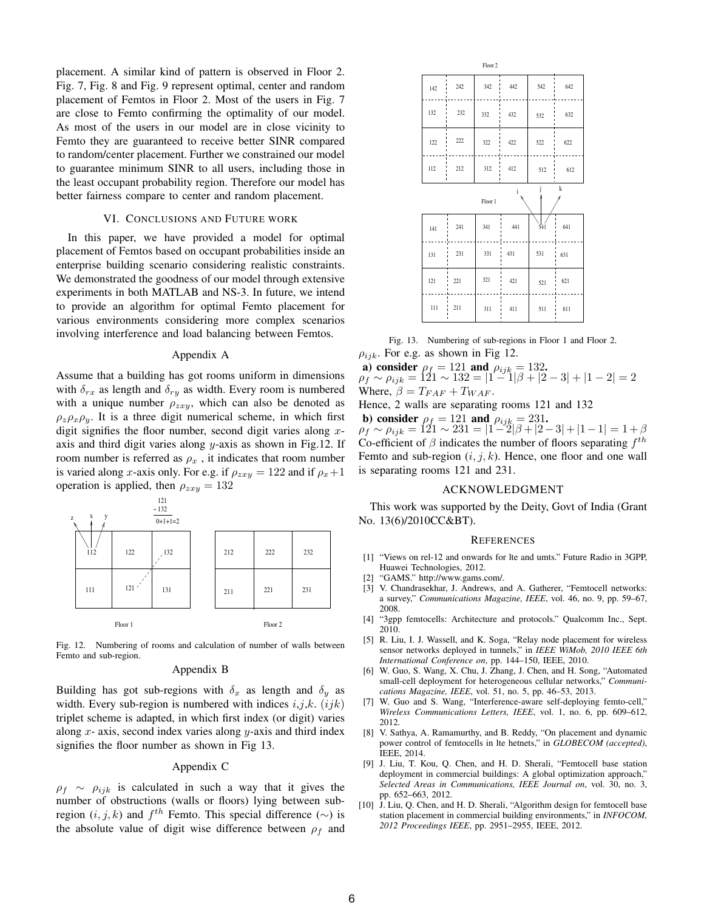placement. A similar kind of pattern is observed in Floor 2. Fig. 7, Fig. 8 and Fig. 9 represent optimal, center and random placement of Femtos in Floor 2. Most of the users in Fig. 7 are close to Femto confirming the optimality of our model. As most of the users in our model are in close vicinity to Femto they are guaranteed to receive better SINR compared to random/center placement. Further we constrained our model to guarantee minimum SINR to all users, including those in the least occupant probability region. Therefore our model has better fairness compare to center and random placement.

## VI. Conclusions and Future work

In this paper, we have provided a model for optimal placement of Femtos based on occupant probabilities inside an enterprise building scenario considering realistic constraints. We demonstrated the goodness of our model through extensive experiments in both MATLAB and NS-3. In future, we intend to provide an algorithm for optimal Femto placement for various environments considering more complex scenarios involving interference and load balancing between Femtos.

## Appendix A

Assume that a building has got rooms uniform in dimensions with $\delta_{rx}$ as length and $\delta_{ry}$ as width. Every room is numbered with a unique number $\rho_{zxy}$, which can also be denoted as $\rho_z\rho_x\rho_y$. It is a three digit numerical scheme, in which first digit signifies the floor number, second digit varies along $x$-axis and third digit varies along $y$-axis as shown in Fig.12. If room number is referred as $\rho_x$ , it indicates that room number is varied along $x$-axis only. For e.g. if $\rho_{zxy} = 122$ and if $\rho_x+1$ operation is applied, then $\rho_{zxy} = 132$

121
~132
0+1+1=2

z x y

Floor 1

| | | |
|---|---|---|
| 112 | 122 | 132 |
| 111 | 121 | 131 |

Floor 2

| | | |
|---|---|---|
| 212 | 222 | 232 |
| 211 | 221 | 231 |

Fig. 12. Numbering of rooms and calculation of number of walls between Femto and sub-region.

## Appendix B

Building has got sub-regions with $\delta_x$ as length and $\delta_y$ as width. Every sub-region is numbered with indices $i$,$j$,$k$. $(ijk)$ triplet scheme is adapted, in which first index (or digit) varies along $x$- axis, second index varies along $y$-axis and third index signifies the floor number as shown in Fig 13.

## Appendix C

$\rho_f \sim \rho_{ijk}$ is calculated in such a way that it gives the number of obstructions (walls or floors) lying between sub-region $(i, j, k)$ and $f^{th}$ Femto. This special difference ($\sim$) is the absolute value of digit wise difference between $\rho_f$ and $\rho_{ijk}$. For e.g. as shown in Fig 12.

**a) consider** $\rho_f = 121$ **and** $\rho_{ijk} = 132$**.**
$\rho_f \sim \rho_{ijk} = 121 \sim 132 = |1-1|\beta + |2-3| + |1-2| = 2$
Where, $\beta = T_{FAF} + T_{WAF}$.
Hence, 2 walls are separating rooms 121 and 132

**b) consider** $\rho_f = 121$ **and** $\rho_{ijk} = 231$**.**
$\rho_f \sim \rho_{ijk} = 121 \sim 231 = |1-2|\beta + |2-3| + |1-1| = 1 + \beta$
Co-efficient of $\beta$ indicates the number of floors separating $f^{th}$ Femto and sub-region $(i, j, k)$. Hence, one floor and one wall is separating rooms 121 and 231.

Floor 2

| | | | | | |
|---|---|---|---|---|---|
| 142 | 242 | 342 | 442 | 542 | 642 |
| 132 | 232 | 332 | 432 | 532 | 632 |
| 122 | 222 | 322 | 422 | 522 | 622 |
| 112 | 212 | 312 | 412 | 512 | 612 |

i j k

Floor 1

| | | | | | |
|---|---|---|---|---|---|
| 141 | 241 | 341 | 441 | 541 | 641 |
| 131 | 231 | 331 | 431 | 531 | 631 |
| 121 | 221 | 321 | 421 | 521 | 621 |
| 111 | 211 | 311 | 411 | 511 | 611 |

Fig. 13. Numbering of sub-regions in Floor 1 and Floor 2.

## Acknowledgment

This work was supported by the Deity, Govt of India (Grant No. 13(6)/2010CC&BT).

## References

[1] "Views on rel-12 and onwards for lte and umts." Future Radio in 3GPP, Huawei Technologies, 2012.

[2] "GAMS." http://www.gams.com/.

[3] V. Chandrasekhar, J. Andrews, and A. Gatherer, "Femtocell networks: a survey," *Communications Magazine, IEEE*, vol. 46, no. 9, pp. 59–67, 2008.

[4] "3gpp femtocells: Architecture and protocols." Qualcomm Inc., Sept. 2010.

[5] R. Liu, I. J. Wassell, and K. Soga, "Relay node placement for wireless sensor networks deployed in tunnels," in *IEEE WiMob, 2010 IEEE 6th International Conference on*, pp. 144–150, IEEE, 2010.

[6] W. Guo, S. Wang, X. Chu, J. Zhang, J. Chen, and H. Song, "Automated small-cell deployment for heterogeneous cellular networks," *Communications Magazine, IEEE*, vol. 51, no. 5, pp. 46–53, 2013.

[7] W. Guo and S. Wang, "Interference-aware self-deploying femto-cell," *Wireless Communications Letters, IEEE*, vol. 1, no. 6, pp. 609–612, 2012.

[8] V. Sathya, A. Ramamurthy, and B. Reddy, "On placement and dynamic power control of femtocells in lte hetnets," in *GLOBECOM (accepted)*, IEEE, 2014.

[9] J. Liu, T. Kou, Q. Chen, and H. D. Sherali, "Femtocell base station deployment in commercial buildings: A global optimization approach," *Selected Areas in Communications, IEEE Journal on*, vol. 30, no. 3, pp. 652–663, 2012.

[10] J. Liu, Q. Chen, and H. D. Sherali, "Algorithm design for femtocell base station placement in commercial building environments," in *INFOCOM, 2012 Proceedings IEEE*, pp. 2951–2955, IEEE, 2012.